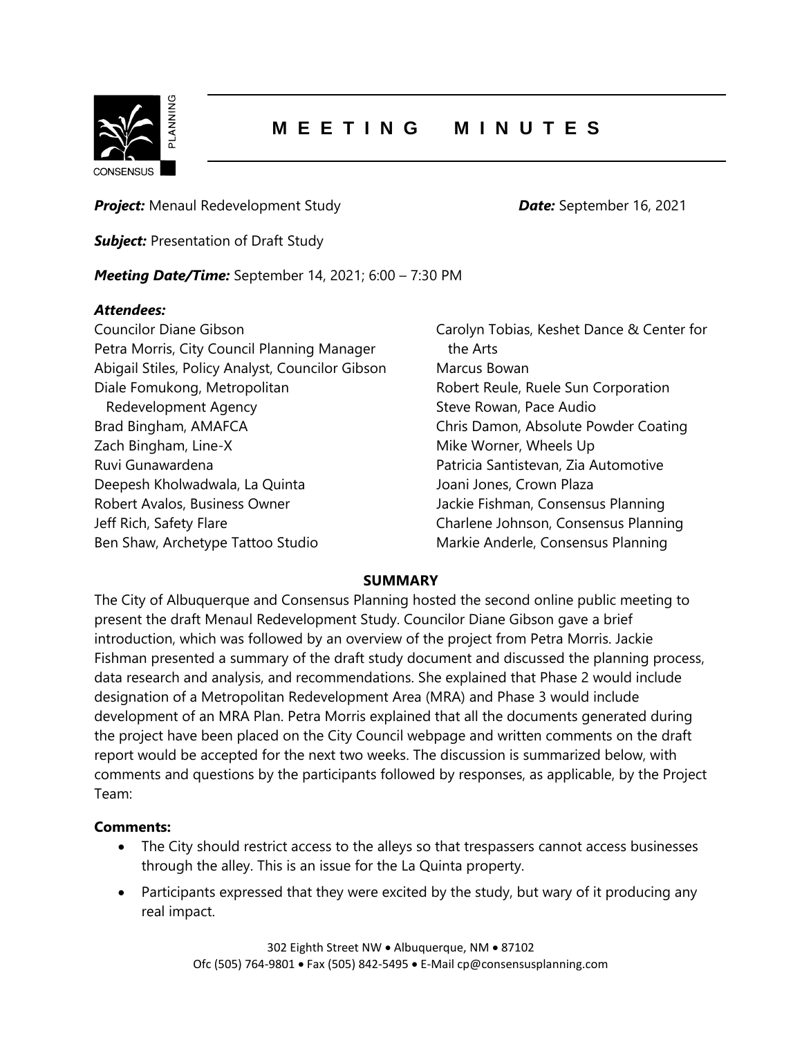# MEETING MINUTES

***Project:*** Menaul Redevelopment Study

***Date:*** September 16, 2021

***Subject:*** Presentation of Draft Study

***Meeting Date/Time:*** September 14, 2021; 6:00 – 7:30 PM

***Attendees:***

Councilor Diane Gibson
Petra Morris, City Council Planning Manager
Abigail Stiles, Policy Analyst, Councilor Gibson
Diale Fomukong, Metropolitan Redevelopment Agency
Brad Bingham, AMAFCA
Zach Bingham, Line-X
Ruvi Gunawardena
Deepesh Kholwadwala, La Quinta
Robert Avalos, Business Owner
Jeff Rich, Safety Flare
Ben Shaw, Archetype Tattoo Studio
Carolyn Tobias, Keshet Dance & Center for the Arts
Marcus Bowan
Robert Reule, Ruele Sun Corporation
Steve Rowan, Pace Audio
Chris Damon, Absolute Powder Coating
Mike Worner, Wheels Up
Patricia Santistevan, Zia Automotive
Joani Jones, Crown Plaza
Jackie Fishman, Consensus Planning
Charlene Johnson, Consensus Planning
Markie Anderle, Consensus Planning

**SUMMARY**

The City of Albuquerque and Consensus Planning hosted the second online public meeting to present the draft Menaul Redevelopment Study. Councilor Diane Gibson gave a brief introduction, which was followed by an overview of the project from Petra Morris. Jackie Fishman presented a summary of the draft study document and discussed the planning process, data research and analysis, and recommendations. She explained that Phase 2 would include designation of a Metropolitan Redevelopment Area (MRA) and Phase 3 would include development of an MRA Plan. Petra Morris explained that all the documents generated during the project have been placed on the City Council webpage and written comments on the draft report would be accepted for the next two weeks. The discussion is summarized below, with comments and questions by the participants followed by responses, as applicable, by the Project Team:

**Comments:**

- The City should restrict access to the alleys so that trespassers cannot access businesses through the alley. This is an issue for the La Quinta property.
- Participants expressed that they were excited by the study, but wary of it producing any real impact.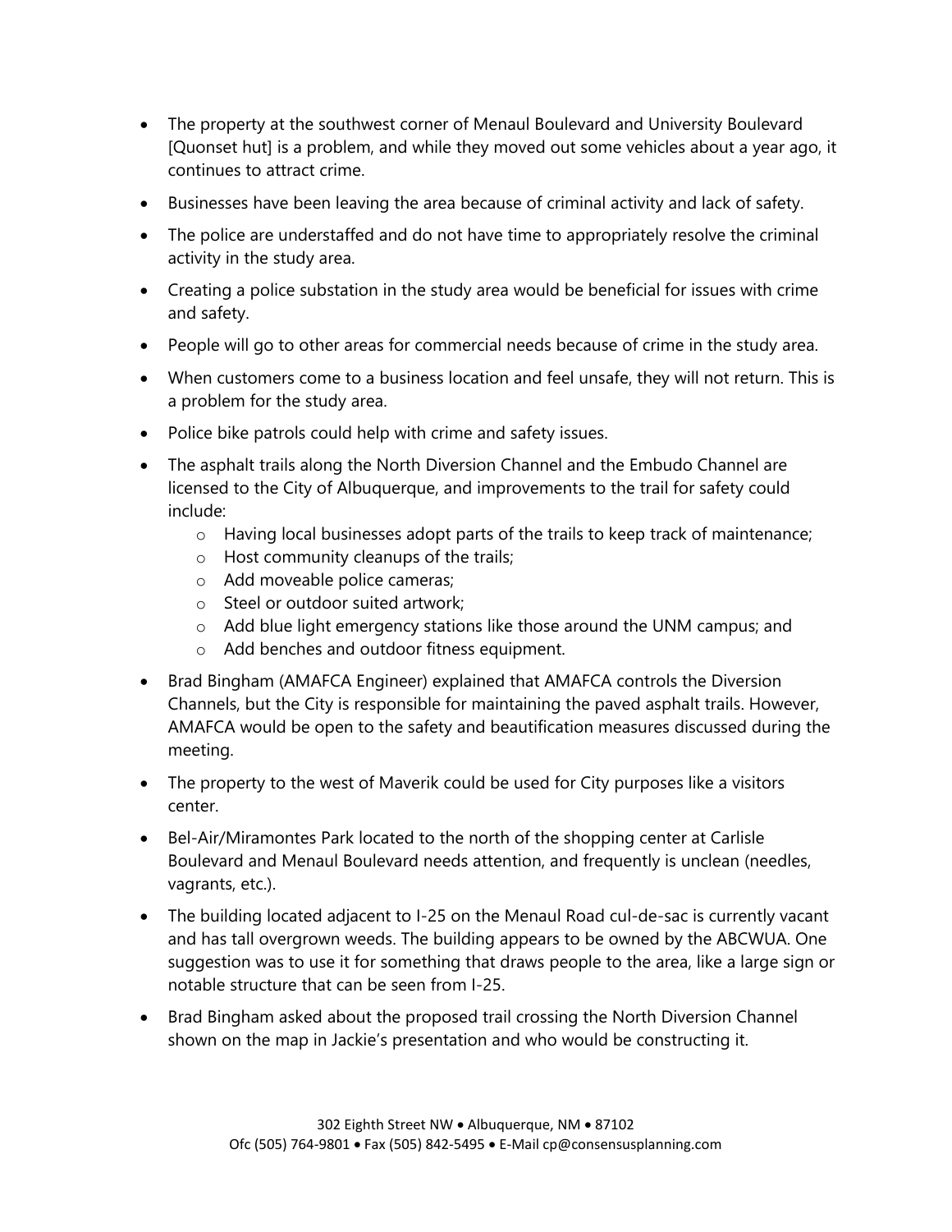- The property at the southwest corner of Menaul Boulevard and University Boulevard [Quonset hut] is a problem, and while they moved out some vehicles about a year ago, it continues to attract crime.
- Businesses have been leaving the area because of criminal activity and lack of safety.
- The police are understaffed and do not have time to appropriately resolve the criminal activity in the study area.
- Creating a police substation in the study area would be beneficial for issues with crime and safety.
- People will go to other areas for commercial needs because of crime in the study area.
- When customers come to a business location and feel unsafe, they will not return. This is a problem for the study area.
- Police bike patrols could help with crime and safety issues.
- The asphalt trails along the North Diversion Channel and the Embudo Channel are licensed to the City of Albuquerque, and improvements to the trail for safety could include:
    - Having local businesses adopt parts of the trails to keep track of maintenance;
    - Host community cleanups of the trails;
    - Add moveable police cameras;
    - Steel or outdoor suited artwork;
    - Add blue light emergency stations like those around the UNM campus; and
    - Add benches and outdoor fitness equipment.
- Brad Bingham (AMAFCA Engineer) explained that AMAFCA controls the Diversion Channels, but the City is responsible for maintaining the paved asphalt trails. However, AMAFCA would be open to the safety and beautification measures discussed during the meeting.
- The property to the west of Maverik could be used for City purposes like a visitors center.
- Bel-Air/Miramontes Park located to the north of the shopping center at Carlisle Boulevard and Menaul Boulevard needs attention, and frequently is unclean (needles, vagrants, etc.).
- The building located adjacent to I-25 on the Menaul Road cul-de-sac is currently vacant and has tall overgrown weeds. The building appears to be owned by the ABCWUA. One suggestion was to use it for something that draws people to the area, like a large sign or notable structure that can be seen from I-25.
- Brad Bingham asked about the proposed trail crossing the North Diversion Channel shown on the map in Jackie's presentation and who would be constructing it.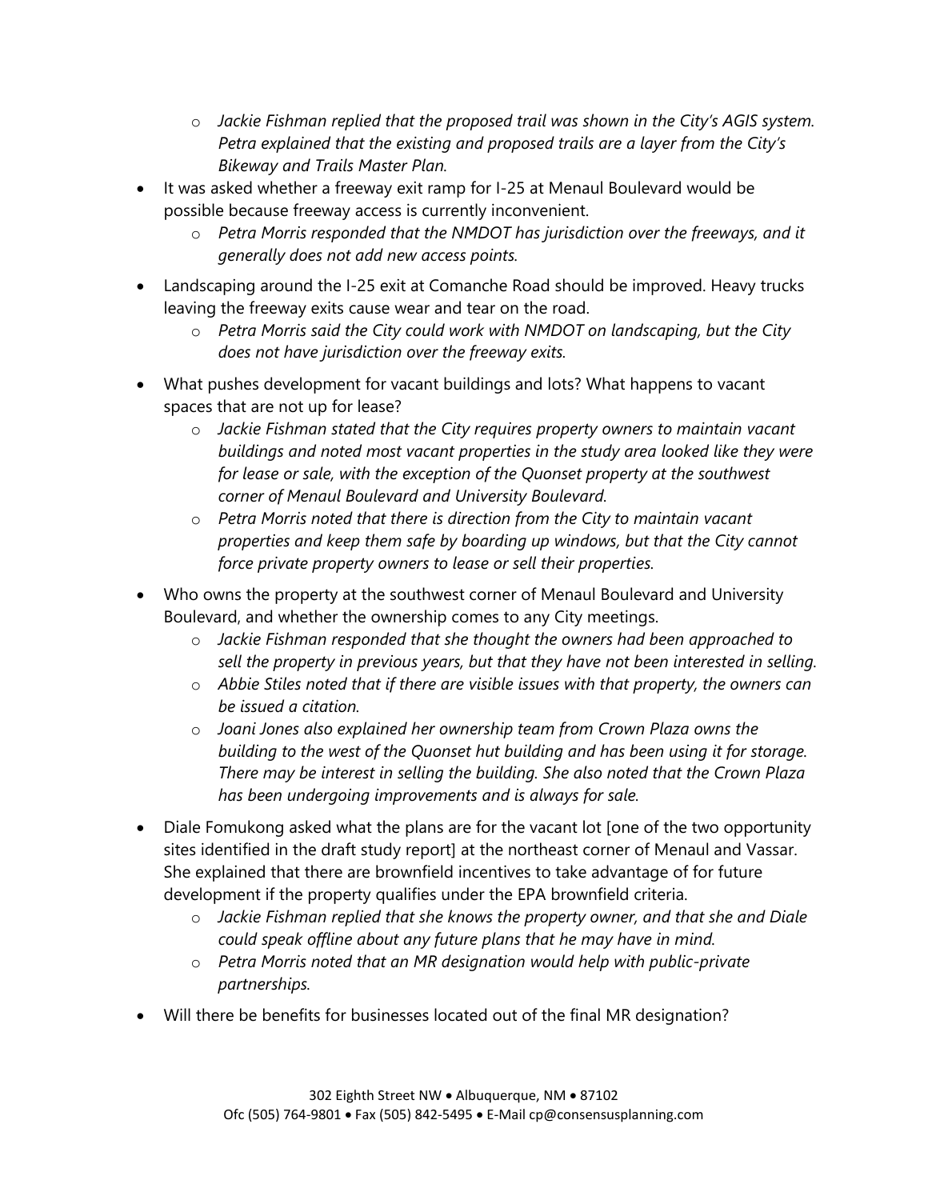- *Jackie Fishman replied that the proposed trail was shown in the City's AGIS system. Petra explained that the existing and proposed trails are a layer from the City's Bikeway and Trails Master Plan.*
- It was asked whether a freeway exit ramp for I-25 at Menaul Boulevard would be possible because freeway access is currently inconvenient.
    - *Petra Morris responded that the NMDOT has jurisdiction over the freeways, and it generally does not add new access points.*
- Landscaping around the I-25 exit at Comanche Road should be improved. Heavy trucks leaving the freeway exits cause wear and tear on the road.
    - *Petra Morris said the City could work with NMDOT on landscaping, but the City does not have jurisdiction over the freeway exits.*
- What pushes development for vacant buildings and lots? What happens to vacant spaces that are not up for lease?
    - *Jackie Fishman stated that the City requires property owners to maintain vacant buildings and noted most vacant properties in the study area looked like they were for lease or sale, with the exception of the Quonset property at the southwest corner of Menaul Boulevard and University Boulevard.*
    - *Petra Morris noted that there is direction from the City to maintain vacant properties and keep them safe by boarding up windows, but that the City cannot force private property owners to lease or sell their properties.*
- Who owns the property at the southwest corner of Menaul Boulevard and University Boulevard, and whether the ownership comes to any City meetings.
    - *Jackie Fishman responded that she thought the owners had been approached to sell the property in previous years, but that they have not been interested in selling.*
    - *Abbie Stiles noted that if there are visible issues with that property, the owners can be issued a citation.*
    - *Joani Jones also explained her ownership team from Crown Plaza owns the building to the west of the Quonset hut building and has been using it for storage. There may be interest in selling the building. She also noted that the Crown Plaza has been undergoing improvements and is always for sale.*
- Diale Fomukong asked what the plans are for the vacant lot [one of the two opportunity sites identified in the draft study report] at the northeast corner of Menaul and Vassar. She explained that there are brownfield incentives to take advantage of for future development if the property qualifies under the EPA brownfield criteria.
    - *Jackie Fishman replied that she knows the property owner, and that she and Diale could speak offline about any future plans that he may have in mind.*
    - *Petra Morris noted that an MR designation would help with public-private partnerships.*
- Will there be benefits for businesses located out of the final MR designation?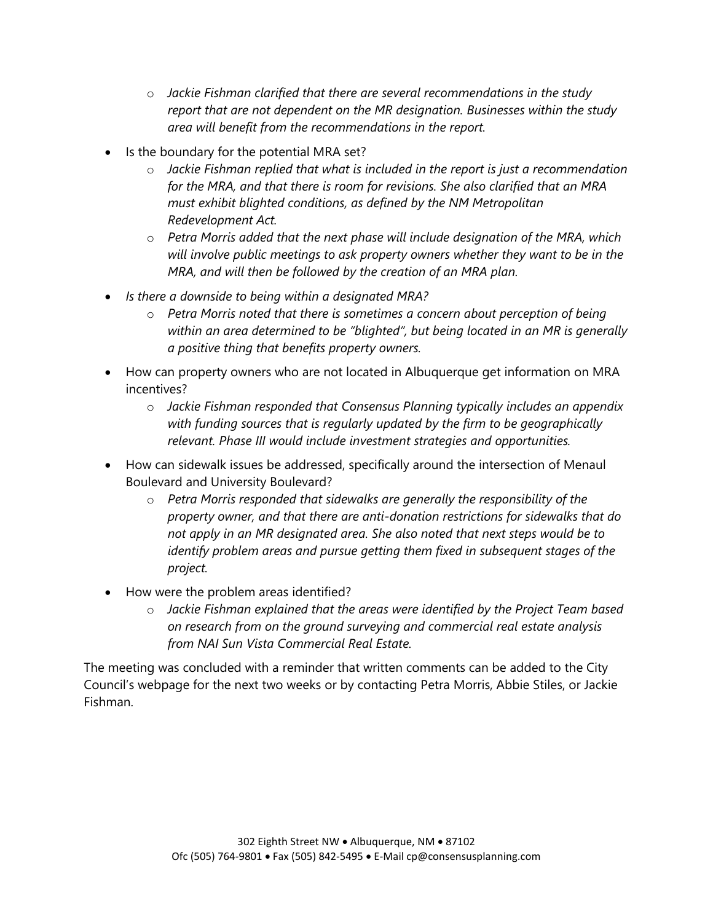- *Jackie Fishman clarified that there are several recommendations in the study report that are not dependent on the MR designation. Businesses within the study area will benefit from the recommendations in the report.*

- Is the boundary for the potential MRA set?
  - *Jackie Fishman replied that what is included in the report is just a recommendation for the MRA, and that there is room for revisions. She also clarified that an MRA must exhibit blighted conditions, as defined by the NM Metropolitan Redevelopment Act.*
  - *Petra Morris added that the next phase will include designation of the MRA, which will involve public meetings to ask property owners whether they want to be in the MRA, and will then be followed by the creation of an MRA plan.*
- *Is there a downside to being within a designated MRA?*
  - *Petra Morris noted that there is sometimes a concern about perception of being within an area determined to be "blighted", but being located in an MR is generally a positive thing that benefits property owners.*
- How can property owners who are not located in Albuquerque get information on MRA incentives?
  - *Jackie Fishman responded that Consensus Planning typically includes an appendix with funding sources that is regularly updated by the firm to be geographically relevant. Phase III would include investment strategies and opportunities.*
- How can sidewalk issues be addressed, specifically around the intersection of Menaul Boulevard and University Boulevard?
  - *Petra Morris responded that sidewalks are generally the responsibility of the property owner, and that there are anti-donation restrictions for sidewalks that do not apply in an MR designated area. She also noted that next steps would be to identify problem areas and pursue getting them fixed in subsequent stages of the project.*
- How were the problem areas identified?
  - *Jackie Fishman explained that the areas were identified by the Project Team based on research from on the ground surveying and commercial real estate analysis from NAI Sun Vista Commercial Real Estate.*

The meeting was concluded with a reminder that written comments can be added to the City Council's webpage for the next two weeks or by contacting Petra Morris, Abbie Stiles, or Jackie Fishman.

302 Eighth Street NW • Albuquerque, NM • 87102
Ofc (505) 764-9801 • Fax (505) 842-5495 • E-Mail cp@consensusplanning.com